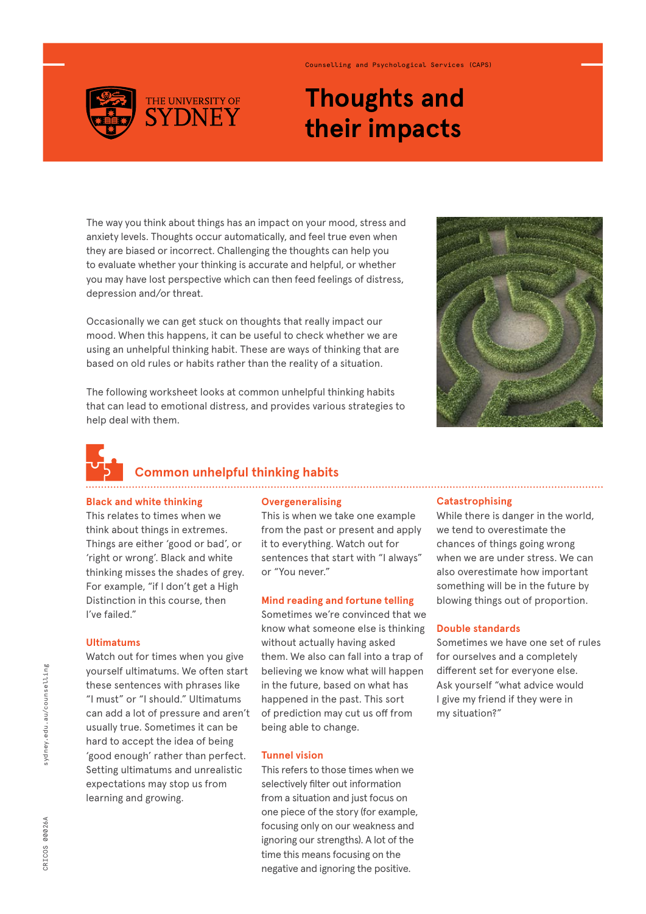Counselling and Psychological Services (CAPS)

# Thoughts and their impacts

The way you think about things has an impact on your mood, stress and anxiety levels. Thoughts occur automatically, and feel true even when they are biased or incorrect. Challenging the thoughts can help you to evaluate whether your thinking is accurate and helpful, or whether you may have lost perspective which can then feed feelings of distress, depression and/or threat.

Occasionally we can get stuck on thoughts that really impact our mood. When this happens, it can be useful to check whether we are using an unhelpful thinking habit. These are ways of thinking that are based on old rules or habits rather than the reality of a situation.

The following worksheet looks at common unhelpful thinking habits that can lead to emotional distress, and provides various strategies to help deal with them.

## Common unhelpful thinking habits

### Black and white thinking

This relates to times when we think about things in extremes. Things are either 'good or bad', or 'right or wrong'. Black and white thinking misses the shades of grey. For example, "if I don't get a High Distinction in this course, then I've failed."

### Ultimatums

Watch out for times when you give yourself ultimatums. We often start these sentences with phrases like "I must" or "I should." Ultimatums can add a lot of pressure and aren't usually true. Sometimes it can be hard to accept the idea of being 'good enough' rather than perfect. Setting ultimatums and unrealistic expectations may stop us from learning and growing.

### Overgeneralising

This is when we take one example from the past or present and apply it to everything. Watch out for sentences that start with "I always" or "You never."

### Mind reading and fortune telling

Sometimes we're convinced that we know what someone else is thinking without actually having asked them. We also can fall into a trap of believing we know what will happen in the future, based on what has happened in the past. This sort of prediction may cut us off from being able to change.

### Tunnel vision

This refers to those times when we selectively filter out information from a situation and just focus on one piece of the story (for example, focusing only on our weakness and ignoring our strengths). A lot of the time this means focusing on the negative and ignoring the positive.

### Catastrophising

While there is danger in the world, we tend to overestimate the chances of things going wrong when we are under stress. We can also overestimate how important something will be in the future by blowing things out of proportion.

### Double standards

Sometimes we have one set of rules for ourselves and a completely different set for everyone else. Ask yourself "what advice would I give my friend if they were in my situation?"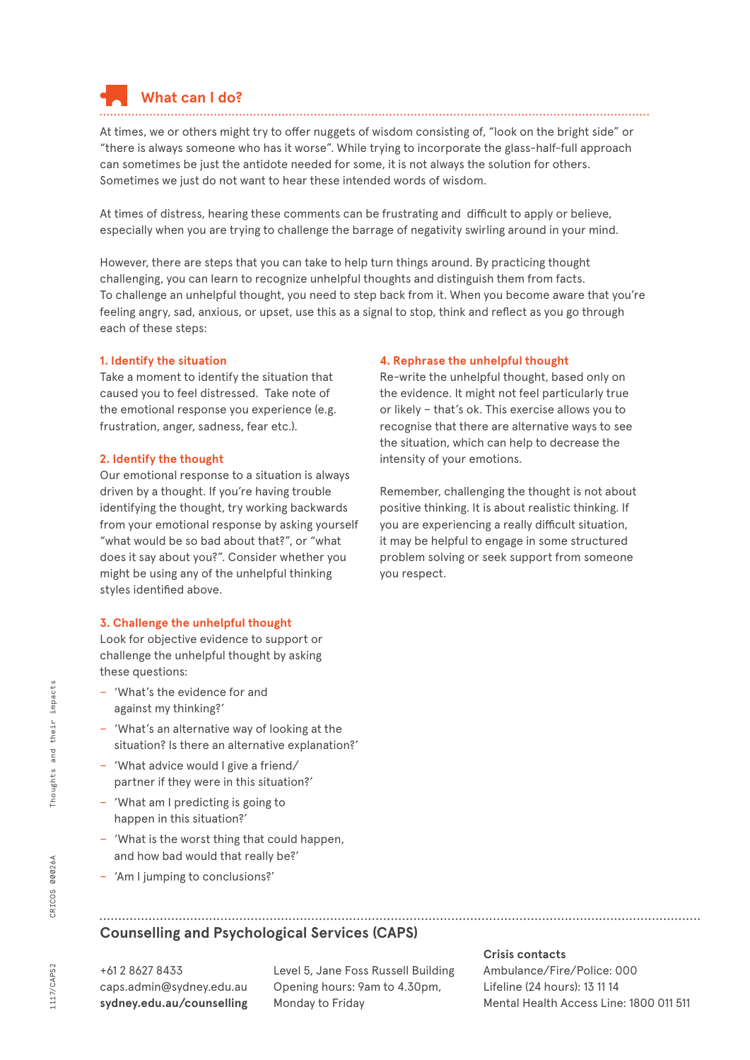## What can I do?

At times, we or others might try to offer nuggets of wisdom consisting of, "look on the bright side" or "there is always someone who has it worse". While trying to incorporate the glass-half-full approach can sometimes be just the antidote needed for some, it is not always the solution for others. Sometimes we just do not want to hear these intended words of wisdom.

At times of distress, hearing these comments can be frustrating and difficult to apply or believe, especially when you are trying to challenge the barrage of negativity swirling around in your mind.

However, there are steps that you can take to help turn things around. By practicing thought challenging, you can learn to recognize unhelpful thoughts and distinguish them from facts.
To challenge an unhelpful thought, you need to step back from it. When you become aware that you're feeling angry, sad, anxious, or upset, use this as a signal to stop, think and reflect as you go through each of these steps:

### 1. Identify the situation

Take a moment to identify the situation that caused you to feel distressed. Take note of the emotional response you experience (e.g. frustration, anger, sadness, fear etc.).

### 2. Identify the thought

Our emotional response to a situation is always driven by a thought. If you're having trouble identifying the thought, try working backwards from your emotional response by asking yourself "what would be so bad about that?", or "what does it say about you?". Consider whether you might be using any of the unhelpful thinking styles identified above.

### 3. Challenge the unhelpful thought

Look for objective evidence to support or challenge the unhelpful thought by asking these questions:

- 'What's the evidence for and against my thinking?'
- 'What's an alternative way of looking at the situation? Is there an alternative explanation?'
- 'What advice would I give a friend/ partner if they were in this situation?'
- 'What am I predicting is going to happen in this situation?'
- 'What is the worst thing that could happen, and how bad would that really be?'
- 'Am I jumping to conclusions?'

### 4. Rephrase the unhelpful thought

Re-write the unhelpful thought, based only on the evidence. It might not feel particularly true or likely – that's ok. This exercise allows you to recognise that there are alternative ways to see the situation, which can help to decrease the intensity of your emotions.

Remember, challenging the thought is not about positive thinking. It is about realistic thinking. If you are experiencing a really difficult situation, it may be helpful to engage in some structured problem solving or seek support from someone you respect.

## Counselling and Psychological Services (CAPS)

+61 2 8627 8433
caps.admin@sydney.edu.au
**sydney.edu.au/counselling**

Level 5, Jane Foss Russell Building
Opening hours: 9am to 4.30pm, Monday to Friday

**Crisis contacts**
Ambulance/Fire/Police: 000
Lifeline (24 hours): 13 11 14
Mental Health Access Line: 1800 011 511

Thoughts and their impacts

CRICOS 00026A

1117/CAPS2